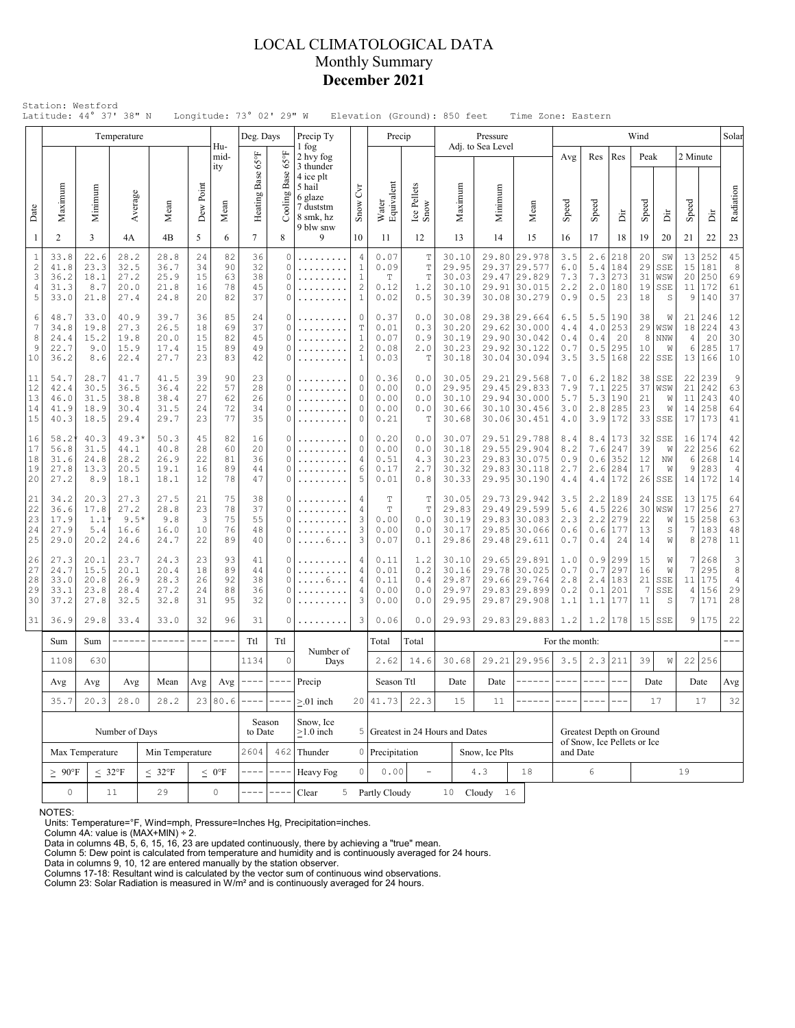# LOCAL CLIMATOLOGICAL DATA
## Monthly Summary
## December 2021

Station: Westford
Latitude: 44° 37' 38" N Longitude: 73° 02' 29" W Elevation (Ground): 850 feet Time Zone: Eastern

| Date | Temperature Maximum | Temperature Minimum | Temperature Average | Temperature Mean | Dew Point | Humidity Mean | Deg. Days Heating Base 65°F | Deg. Days Cooling Base 65°F | Precip Ty (1 fog, 2 hvy fog, 3 thunder, 4 ice plt, 5 hail, 6 glaze, 7 duststm, 8 smk, hz, 9 blw snw) | Snow Cvr | Precip Water Equivalent | Precip Ice Pellets Snow | Pressure Adj. to Sea Level Maximum | Pressure Minimum | Pressure Mean | Wind Avg Speed | Wind Res Speed | Wind Res Dir | Wind Peak Speed | Wind Peak Dir | Wind 2 Minute Speed | Wind 2 Minute Dir | Solar Radiation |
|---|---|---|---|---|---|---|---|---|---|---|---|---|---|---|---|---|---|---|---|---|---|---|---|
| 1 | 2 | 3 | 4A | 4B | 5 | 6 | 7 | 8 | 9 | 10 | 11 | 12 | 13 | 14 | 15 | 16 | 17 | 18 | 19 | 20 | 21 | 22 | 23 |
| 1 | 33.8 | 22.6 | 28.2 | 28.8 | 24 | 82 | 36 | 0 | ......... | 4 | 0.07 | T | 30.10 | 29.80 | 29.978 | 3.5 | 2.6 | 218 | 20 | SW | 13 | 252 | 45 |
| 2 | 41.8 | 23.3 | 32.5 | 36.7 | 34 | 90 | 32 | 0 | ......... | 1 | 0.09 | T | 29.95 | 29.37 | 29.577 | 6.0 | 5.4 | 184 | 29 | SSE | 15 | 181 | 8 |
| 3 | 36.2 | 18.1 | 27.2 | 25.9 | 15 | 63 | 38 | 0 | ......... | 1 | T | T | 30.03 | 29.47 | 29.829 | 7.3 | 7.3 | 273 | 31 | WSW | 20 | 250 | 69 |
| 4 | 31.3 | 8.7 | 20.0 | 21.8 | 16 | 78 | 45 | 0 | ......... | 2 | 0.12 | 1.2 | 30.10 | 29.91 | 30.015 | 2.2 | 2.0 | 180 | 19 | SSE | 11 | 172 | 61 |
| 5 | 33.0 | 21.8 | 27.4 | 24.8 | 20 | 82 | 37 | 0 | ......... | 1 | 0.02 | 0.5 | 30.39 | 30.08 | 30.279 | 0.9 | 0.5 | 23 | 18 | S | 9 | 140 | 37 |
| 6 | 48.7 | 33.0 | 40.9 | 39.7 | 36 | 85 | 24 | 0 | ......... | 0 | 0.37 | 0.0 | 30.08 | 29.38 | 29.664 | 6.5 | 5.5 | 190 | 38 | W | 21 | 246 | 12 |
| 7 | 34.8 | 19.8 | 27.3 | 26.5 | 18 | 69 | 37 | 0 | ......... | T | 0.01 | 0.3 | 30.20 | 29.62 | 30.000 | 4.4 | 4.0 | 253 | 29 | WSW | 18 | 224 | 43 |
| 8 | 24.4 | 15.2 | 19.8 | 20.0 | 15 | 82 | 45 | 0 | ......... | 1 | 0.07 | 0.9 | 30.19 | 29.90 | 30.042 | 0.4 | 0.4 | 20 | 8 | NNW | 4 | 20 | 30 |
| 9 | 22.7 | 9.0 | 15.9 | 17.4 | 15 | 89 | 49 | 0 | ......... | 2 | 0.08 | 2.0 | 30.23 | 29.92 | 30.122 | 0.7 | 0.5 | 295 | 10 | W | 6 | 285 | 17 |
| 10 | 36.2 | 8.6 | 22.4 | 27.7 | 23 | 83 | 42 | 0 | ......... | 1 | 0.03 | T | 30.18 | 30.04 | 30.094 | 3.5 | 3.5 | 168 | 22 | SSE | 13 | 166 | 10 |
| 11 | 54.7 | 28.7 | 41.7 | 41.5 | 39 | 90 | 23 | 0 | ......... | 0 | 0.36 | 0.0 | 30.05 | 29.21 | 29.568 | 7.0 | 6.2 | 182 | 38 | SSE | 22 | 239 | 9 |
| 12 | 42.4 | 30.5 | 36.5 | 36.4 | 22 | 57 | 28 | 0 | ......... | 0 | 0.00 | 0.0 | 29.95 | 29.45 | 29.833 | 7.9 | 7.1 | 225 | 37 | WSW | 21 | 242 | 63 |
| 13 | 46.0 | 31.5 | 38.8 | 38.4 | 27 | 62 | 26 | 0 | ......... | 0 | 0.00 | 0.0 | 30.10 | 29.94 | 30.000 | 5.7 | 5.3 | 190 | 21 | W | 11 | 243 | 40 |
| 14 | 41.9 | 18.9 | 30.4 | 31.5 | 24 | 72 | 34 | 0 | ......... | 0 | 0.00 | 0.0 | 30.66 | 30.10 | 30.456 | 3.0 | 2.8 | 285 | 23 | W | 14 | 258 | 64 |
| 15 | 40.3 | 18.5 | 29.4 | 29.7 | 23 | 77 | 35 | 0 | ......... | 0 | 0.21 | T | 30.68 | 30.06 | 30.451 | 4.0 | 3.9 | 172 | 33 | SSE | 17 | 173 | 41 |
| 16 | 58.2* | 40.3 | 49.3* | 50.3 | 45 | 82 | 16 | 0 | ......... | 0 | 0.20 | 0.0 | 30.07 | 29.51 | 29.788 | 8.4 | 8.4 | 173 | 32 | SSE | 16 | 174 | 42 |
| 17 | 56.8 | 31.5 | 44.1 | 40.8 | 28 | 60 | 20 | 0 | ......... | 0 | 0.00 | 0.0 | 30.18 | 29.55 | 29.904 | 8.2 | 7.6 | 247 | 39 | W | 22 | 256 | 62 |
| 18 | 31.6 | 24.8 | 28.2 | 26.9 | 22 | 81 | 36 | 0 | ......... | 4 | 0.51 | 4.3 | 30.23 | 29.83 | 30.075 | 0.9 | 0.6 | 352 | 12 | NW | 6 | 268 | 14 |
| 19 | 27.8 | 13.3 | 20.5 | 19.1 | 16 | 89 | 44 | 0 | ......... | 6 | 0.17 | 2.7 | 30.32 | 29.83 | 30.118 | 2.7 | 2.6 | 284 | 17 | W | 9 | 283 | 4 |
| 20 | 27.2 | 8.9 | 18.1 | 18.1 | 12 | 78 | 47 | 0 | ......... | 5 | 0.01 | 0.8 | 30.33 | 29.95 | 30.190 | 4.4 | 4.4 | 172 | 26 | SSE | 14 | 172 | 14 |
| 21 | 34.2 | 20.3 | 27.3 | 27.5 | 21 | 75 | 38 | 0 | ......... | 4 | T | T | 30.05 | 29.73 | 29.942 | 3.5 | 2.2 | 189 | 24 | SSE | 13 | 175 | 64 |
| 22 | 36.6 | 17.8 | 27.2 | 28.8 | 23 | 78 | 37 | 0 | ......... | 4 | T | T | 29.83 | 29.49 | 29.599 | 5.6 | 4.5 | 226 | 30 | WSW | 17 | 256 | 27 |
| 23 | 17.9 | 1.1* | 9.5* | 9.8 | 3 | 75 | 55 | 0 | ......... | 3 | 0.00 | 0.0 | 30.19 | 29.83 | 30.083 | 2.3 | 2.2 | 279 | 22 | W | 15 | 258 | 63 |
| 24 | 27.9 | 5.4 | 16.6 | 16.0 | 10 | 76 | 48 | 0 | ......... | 3 | 0.00 | 0.0 | 30.17 | 29.85 | 30.066 | 0.6 | 0.6 | 177 | 13 | S | 7 | 183 | 48 |
| 25 | 29.0 | 20.2 | 24.6 | 24.7 | 22 | 89 | 40 | 0 | .....6... | 3 | 0.07 | 0.1 | 29.86 | 29.48 | 29.611 | 0.7 | 0.4 | 24 | 14 | W | 8 | 278 | 11 |
| 26 | 27.3 | 20.1 | 23.7 | 24.3 | 23 | 93 | 41 | 0 | ......... | 4 | 0.11 | 1.2 | 30.10 | 29.65 | 29.891 | 1.0 | 0.9 | 299 | 15 | W | 7 | 268 | 3 |
| 27 | 24.7 | 15.5 | 20.1 | 20.4 | 18 | 89 | 44 | 0 | ......... | 4 | 0.01 | 0.2 | 30.16 | 29.78 | 30.025 | 0.7 | 0.7 | 297 | 16 | W | 7 | 295 | 8 |
| 28 | 33.0 | 20.8 | 26.9 | 28.3 | 26 | 92 | 38 | 0 | .....6... | 4 | 0.11 | 0.4 | 29.87 | 29.66 | 29.764 | 2.8 | 2.4 | 183 | 21 | SSE | 11 | 175 | 4 |
| 29 | 33.1 | 23.8 | 28.4 | 27.2 | 24 | 88 | 36 | 0 | ......... | 4 | 0.00 | 0.0 | 29.97 | 29.83 | 29.899 | 0.2 | 0.1 | 201 | 7 | SSE | 4 | 156 | 29 |
| 30 | 37.2 | 27.8 | 32.5 | 32.8 | 31 | 95 | 32 | 0 | ......... | 3 | 0.00 | 0.0 | 29.95 | 29.87 | 29.908 | 1.1 | 1.1 | 177 | 11 | S | 7 | 171 | 28 |
| 31 | 36.9 | 29.8 | 33.4 | 33.0 | 32 | 96 | 31 | 0 | ......... | 3 | 0.06 | 0.0 | 29.93 | 29.83 | 29.883 | 1.2 | 1.2 | 178 | 15 | SSE | 9 | 175 | 22 |

| Sum | Sum | ------ | ------ | --- | ---- | Ttl | Ttl | Number of Days | | Total | Total | For the month: | | | | | | | | | | | --- |
|---|---|---|---|---|---|---|---|---|---|---|---|---|---|---|---|---|---|---|---|---|---|---|---|
| 1108 | 630 | | | | | 1134 | 0 | | | 2.62 | 14.6 | 30.68 | 29.21 | 29.956 | 3.5 | 2.3 | 211 | 39 | W | 22 | 256 | | |
| Avg | Avg | Avg | Mean | Avg | Avg | ---- | ---- | Precip | | Season Ttl | | Date | Date | ------ | ---- | ---- | --- | Date | | Date | | Avg | |
| 35.7 | 20.3 | 28.0 | 28.2 | 23 | 80.6 | ---- | ---- | ≥.01 inch | 20 | 41.73 | 22.3 | 15 | 11 | ------ | ---- | ---- | --- | 17 | | 17 | | 32 | |

| Number of Days | | | | Season to Date | | | | | | | | |
|---|---|---|---|---|---|---|---|---|---|---|---|---|
| Max Temperature | | Min Temperature | | | | Snow, Ice ≥1.0 inch | 5 | Greatest in 24 Hours and Dates | | | Greatest Depth on Ground of Snow, Ice Pellets or Ice and Date | |
| ≥ 90°F | ≤ 32°F | ≤ 32°F | ≤ 0°F | 2604 | 462 | Thunder | 0 | Precipitation | Snow, Ice Plts | | | |
| 0 | 11 | 29 | 0 | ---- | ---- | Heavy Fog | 0 | 0.00 - | 4.3 | 18 | 6 | 19 |
| | | | | ---- | ---- | Clear 5 | | Partly Cloudy 10 | Cloudy 16 | | | |

NOTES:
Units: Temperature=°F, Wind=mph, Pressure=Inches Hg, Precipitation=inches.
Column 4A: value is (MAX+MIN) ÷ 2.
Data in columns 4B, 5, 6, 15, 16, 23 are updated continuously, there by achieving a "true" mean.
Column 5: Dew point is calculated from temperature and humidity and is continuously averaged for 24 hours.
Data in columns 9, 10, 12 are entered manually by the station observer.
Columns 17-18: Resultant wind is calculated by the vector sum of continuous wind observations.
Column 23: Solar Radiation is measured in W/m² and is continuously averaged for 24 hours.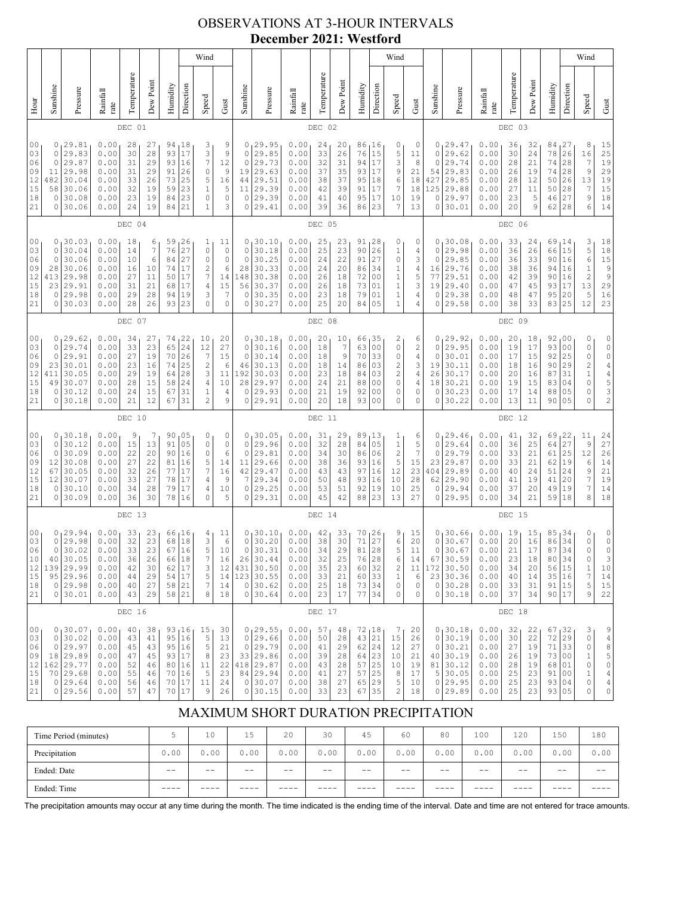# OBSERVATIONS AT 3-HOUR INTERVALS
## December 2021: Westford

### DEC 01

| Hour | Sunshine | Pressure | Rainfall rate | Temperature | Dew Point | Humidity | Wind Direction | Wind Speed | Gust |
|---|---|---|---|---|---|---|---|---|---|
| 00 | 0 | 29.81 | 0.00 | 28 | 27 | 94 | 18 | 3 | 9 |
| 03 | 0 | 29.83 | 0.00 | 30 | 28 | 93 | 17 | 3 | 9 |
| 06 | 0 | 29.87 | 0.00 | 31 | 29 | 93 | 16 | 7 | 12 |
| 09 | 11 | 29.98 | 0.00 | 31 | 29 | 91 | 26 | 0 | 9 |
| 12 | 482 | 30.04 | 0.00 | 33 | 26 | 73 | 25 | 5 | 16 |
| 15 | 58 | 30.06 | 0.00 | 32 | 19 | 59 | 23 | 1 | 5 |
| 18 | 0 | 30.08 | 0.00 | 23 | 19 | 84 | 23 | 0 | 0 |
| 21 | 0 | 30.06 | 0.00 | 24 | 19 | 84 | 21 | 1 | 3 |

### DEC 02

| Hour | Sunshine | Pressure | Rainfall rate | Temperature | Dew Point | Humidity | Wind Direction | Wind Speed | Gust |
|---|---|---|---|---|---|---|---|---|---|
| 00 | 0 | 29.95 | 0.00 | 24 | 20 | 86 | 16 | 0 | 0 |
| 03 | 0 | 29.85 | 0.00 | 33 | 26 | 76 | 15 | 5 | 11 |
| 06 | 0 | 29.73 | 0.00 | 32 | 31 | 94 | 17 | 3 | 8 |
| 09 | 19 | 29.63 | 0.00 | 37 | 35 | 93 | 17 | 9 | 21 |
| 12 | 44 | 29.51 | 0.00 | 38 | 37 | 95 | 18 | 6 | 18 |
| 15 | 11 | 29.39 | 0.00 | 42 | 39 | 91 | 17 | 7 | 18 |
| 18 | 0 | 29.39 | 0.00 | 41 | 40 | 95 | 17 | 10 | 19 |
| 21 | 0 | 29.41 | 0.00 | 39 | 36 | 86 | 23 | 7 | 13 |

### DEC 03

| Hour | Sunshine | Pressure | Rainfall rate | Temperature | Dew Point | Humidity | Wind Direction | Wind Speed | Gust |
|---|---|---|---|---|---|---|---|---|---|
| 00 | 0 | 29.47 | 0.00 | 36 | 32 | 84 | 27 | 8 | 15 |
| 03 | 0 | 29.62 | 0.00 | 30 | 24 | 78 | 26 | 16 | 25 |
| 06 | 0 | 29.74 | 0.00 | 28 | 21 | 74 | 28 | 7 | 19 |
| 09 | 54 | 29.83 | 0.00 | 26 | 19 | 74 | 28 | 9 | 29 |
| 12 | 427 | 29.85 | 0.00 | 28 | 12 | 50 | 26 | 13 | 19 |
| 15 | 125 | 29.88 | 0.00 | 27 | 11 | 50 | 28 | 7 | 15 |
| 18 | 0 | 29.97 | 0.00 | 23 | 5 | 46 | 27 | 9 | 18 |
| 21 | 0 | 30.01 | 0.00 | 20 | 9 | 62 | 28 | 6 | 14 |

### DEC 04

| Hour | Sunshine | Pressure | Rainfall rate | Temperature | Dew Point | Humidity | Wind Direction | Wind Speed | Gust |
|---|---|---|---|---|---|---|---|---|---|
| 00 | 0 | 30.03 | 0.00 | 18 | 6 | 59 | 26 | 1 | 11 |
| 03 | 0 | 30.04 | 0.00 | 14 | 7 | 76 | 27 | 0 | 0 |
| 06 | 0 | 30.06 | 0.00 | 10 | 6 | 84 | 27 | 0 | 0 |
| 09 | 28 | 30.06 | 0.00 | 16 | 10 | 74 | 17 | 2 | 6 |
| 12 | 413 | 29.98 | 0.00 | 27 | 11 | 50 | 17 | 7 | 14 |
| 15 | 23 | 29.91 | 0.00 | 31 | 21 | 68 | 17 | 4 | 15 |
| 18 | 0 | 29.98 | 0.00 | 29 | 28 | 94 | 19 | 3 | 7 |
| 21 | 0 | 30.03 | 0.00 | 28 | 26 | 93 | 23 | 0 | 0 |

### DEC 05

| Hour | Sunshine | Pressure | Rainfall rate | Temperature | Dew Point | Humidity | Wind Direction | Wind Speed | Gust |
|---|---|---|---|---|---|---|---|---|---|
| 00 | 0 | 30.10 | 0.00 | 25 | 23 | 91 | 28 | 0 | 0 |
| 03 | 0 | 30.18 | 0.00 | 25 | 23 | 90 | 26 | 1 | 4 |
| 06 | 0 | 30.25 | 0.00 | 24 | 22 | 91 | 27 | 0 | 3 |
| 09 | 28 | 30.33 | 0.00 | 24 | 20 | 86 | 34 | 1 | 4 |
| 12 | 148 | 30.38 | 0.00 | 26 | 18 | 72 | 00 | 1 | 5 |
| 15 | 56 | 30.37 | 0.00 | 26 | 18 | 73 | 01 | 1 | 3 |
| 18 | 0 | 30.35 | 0.00 | 23 | 18 | 79 | 01 | 1 | 4 |
| 21 | 0 | 30.27 | 0.00 | 25 | 20 | 84 | 05 | 1 | 4 |

### DEC 06

| Hour | Sunshine | Pressure | Rainfall rate | Temperature | Dew Point | Humidity | Wind Direction | Wind Speed | Gust |
|---|---|---|---|---|---|---|---|---|---|
| 00 | 0 | 30.08 | 0.00 | 33 | 24 | 69 | 14 | 3 | 18 |
| 03 | 0 | 29.98 | 0.00 | 36 | 26 | 66 | 15 | 5 | 18 |
| 06 | 0 | 29.85 | 0.00 | 36 | 33 | 90 | 16 | 6 | 15 |
| 09 | 16 | 29.76 | 0.00 | 38 | 36 | 94 | 16 | 1 | 9 |
| 12 | 77 | 29.51 | 0.00 | 42 | 39 | 90 | 16 | 2 | 9 |
| 15 | 19 | 29.40 | 0.00 | 47 | 45 | 93 | 17 | 13 | 29 |
| 18 | 0 | 29.38 | 0.00 | 48 | 47 | 95 | 20 | 5 | 16 |
| 21 | 0 | 29.58 | 0.00 | 38 | 33 | 83 | 25 | 12 | 23 |

### DEC 07

| Hour | Sunshine | Pressure | Rainfall rate | Temperature | Dew Point | Humidity | Wind Direction | Wind Speed | Gust |
|---|---|---|---|---|---|---|---|---|---|
| 00 | 0 | 29.62 | 0.00 | 34 | 27 | 74 | 22 | 10 | 20 |
| 03 | 0 | 29.74 | 0.00 | 33 | 23 | 65 | 24 | 12 | 27 |
| 06 | 0 | 29.91 | 0.00 | 27 | 19 | 70 | 26 | 7 | 15 |
| 09 | 23 | 30.01 | 0.00 | 23 | 16 | 74 | 25 | 2 | 6 |
| 12 | 411 | 30.05 | 0.00 | 29 | 19 | 64 | 28 | 3 | 11 |
| 15 | 49 | 30.07 | 0.00 | 28 | 15 | 58 | 24 | 4 | 10 |
| 18 | 0 | 30.12 | 0.00 | 24 | 15 | 67 | 31 | 1 | 4 |
| 21 | 0 | 30.18 | 0.00 | 21 | 12 | 67 | 31 | 2 | 9 |

### DEC 08

| Hour | Sunshine | Pressure | Rainfall rate | Temperature | Dew Point | Humidity | Wind Direction | Wind Speed | Gust |
|---|---|---|---|---|---|---|---|---|---|
| 00 | 0 | 30.18 | 0.00 | 20 | 10 | 66 | 35 | 2 | 6 |
| 03 | 0 | 30.16 | 0.00 | 18 | 7 | 63 | 00 | 0 | 2 |
| 06 | 0 | 30.14 | 0.00 | 18 | 9 | 70 | 33 | 0 | 4 |
| 09 | 46 | 30.13 | 0.00 | 18 | 14 | 86 | 03 | 2 | 3 |
| 12 | 192 | 30.03 | 0.00 | 23 | 18 | 84 | 03 | 2 | 4 |
| 15 | 28 | 29.97 | 0.00 | 24 | 21 | 88 | 00 | 0 | 4 |
| 18 | 0 | 29.93 | 0.00 | 21 | 19 | 92 | 00 | 0 | 0 |
| 21 | 0 | 29.91 | 0.00 | 20 | 18 | 93 | 00 | 0 | 0 |

### DEC 09

| Hour | Sunshine | Pressure | Rainfall rate | Temperature | Dew Point | Humidity | Wind Direction | Wind Speed | Gust |
|---|---|---|---|---|---|---|---|---|---|
| 00 | 0 | 29.92 | 0.00 | 20 | 18 | 92 | 00 | 0 | 0 |
| 03 | 0 | 29.95 | 0.00 | 19 | 17 | 93 | 00 | 0 | 0 |
| 06 | 0 | 30.01 | 0.00 | 17 | 15 | 92 | 25 | 0 | 0 |
| 09 | 19 | 30.11 | 0.00 | 18 | 16 | 90 | 29 | 2 | 4 |
| 12 | 26 | 30.17 | 0.00 | 20 | 16 | 87 | 31 | 1 | 4 |
| 15 | 18 | 30.21 | 0.00 | 19 | 15 | 83 | 04 | 0 | 5 |
| 18 | 0 | 30.23 | 0.00 | 17 | 14 | 88 | 05 | 0 | 3 |
| 21 | 0 | 30.22 | 0.00 | 13 | 11 | 90 | 05 | 0 | 2 |

### DEC 10

| Hour | Sunshine | Pressure | Rainfall rate | Temperature | Dew Point | Humidity | Wind Direction | Wind Speed | Gust |
|---|---|---|---|---|---|---|---|---|---|
| 00 | 0 | 30.18 | 0.00 | 9 | 7 | 90 | 05 | 0 | 0 |
| 03 | 0 | 30.12 | 0.00 | 15 | 13 | 91 | 05 | 0 | 0 |
| 06 | 0 | 30.09 | 0.00 | 22 | 20 | 90 | 16 | 0 | 6 |
| 09 | 12 | 30.08 | 0.00 | 27 | 22 | 81 | 16 | 5 | 14 |
| 12 | 67 | 30.05 | 0.00 | 32 | 26 | 77 | 17 | 7 | 16 |
| 15 | 12 | 30.07 | 0.00 | 33 | 27 | 78 | 17 | 4 | 9 |
| 18 | 0 | 30.10 | 0.00 | 34 | 28 | 79 | 17 | 4 | 10 |
| 21 | 0 | 30.09 | 0.00 | 36 | 30 | 78 | 16 | 0 | 5 |

### DEC 11

| Hour | Sunshine | Pressure | Rainfall rate | Temperature | Dew Point | Humidity | Wind Direction | Wind Speed | Gust |
|---|---|---|---|---|---|---|---|---|---|
| 00 | 0 | 30.05 | 0.00 | 31 | 29 | 89 | 13 | 1 | 6 |
| 03 | 0 | 29.96 | 0.00 | 32 | 28 | 84 | 05 | 1 | 5 |
| 06 | 0 | 29.81 | 0.00 | 34 | 30 | 86 | 06 | 2 | 7 |
| 09 | 11 | 29.66 | 0.00 | 38 | 36 | 93 | 16 | 5 | 15 |
| 12 | 42 | 29.47 | 0.00 | 43 | 43 | 97 | 16 | 12 | 23 |
| 15 | 7 | 29.34 | 0.00 | 50 | 48 | 93 | 16 | 10 | 28 |
| 18 | 0 | 29.25 | 0.00 | 53 | 51 | 92 | 19 | 10 | 25 |
| 21 | 0 | 29.31 | 0.00 | 45 | 42 | 88 | 23 | 13 | 27 |

### DEC 12

| Hour | Sunshine | Pressure | Rainfall rate | Temperature | Dew Point | Humidity | Wind Direction | Wind Speed | Gust |
|---|---|---|---|---|---|---|---|---|---|
| 00 | 0 | 29.46 | 0.00 | 41 | 32 | 69 | 22 | 11 | 24 |
| 03 | 0 | 29.64 | 0.00 | 36 | 25 | 64 | 27 | 9 | 27 |
| 06 | 0 | 29.79 | 0.00 | 33 | 21 | 61 | 25 | 12 | 26 |
| 09 | 23 | 29.87 | 0.00 | 33 | 21 | 62 | 19 | 6 | 14 |
| 12 | 404 | 29.89 | 0.00 | 40 | 24 | 51 | 24 | 9 | 21 |
| 15 | 62 | 29.90 | 0.00 | 41 | 19 | 41 | 20 | 7 | 19 |
| 18 | 0 | 29.94 | 0.00 | 37 | 20 | 49 | 19 | 7 | 14 |
| 21 | 0 | 29.95 | 0.00 | 34 | 21 | 59 | 18 | 8 | 18 |

### DEC 13

| Hour | Sunshine | Pressure | Rainfall rate | Temperature | Dew Point | Humidity | Wind Direction | Wind Speed | Gust |
|---|---|---|---|---|---|---|---|---|---|
| 00 | 0 | 29.94 | 0.00 | 33 | 23 | 66 | 16 | 4 | 11 |
| 03 | 0 | 29.98 | 0.00 | 32 | 23 | 68 | 18 | 3 | 6 |
| 06 | 0 | 30.02 | 0.00 | 33 | 23 | 67 | 16 | 5 | 10 |
| 10 | 40 | 30.05 | 0.00 | 36 | 26 | 66 | 18 | 7 | 16 |
| 12 | 139 | 29.99 | 0.00 | 42 | 30 | 62 | 17 | 3 | 12 |
| 15 | 95 | 29.96 | 0.00 | 44 | 29 | 54 | 17 | 5 | 14 |
| 18 | 0 | 29.98 | 0.00 | 40 | 27 | 58 | 21 | 7 | 14 |
| 21 | 0 | 30.01 | 0.00 | 43 | 29 | 58 | 21 | 8 | 18 |

### DEC 14

| Hour | Sunshine | Pressure | Rainfall rate | Temperature | Dew Point | Humidity | Wind Direction | Wind Speed | Gust |
|---|---|---|---|---|---|---|---|---|---|
| 00 | 0 | 30.10 | 0.00 | 42 | 33 | 70 | 26 | 9 | 15 |
| 03 | 0 | 30.20 | 0.00 | 38 | 30 | 71 | 27 | 6 | 20 |
| 06 | 0 | 30.31 | 0.00 | 34 | 29 | 81 | 28 | 5 | 11 |
| 10 | 26 | 30.44 | 0.00 | 32 | 25 | 76 | 28 | 6 | 14 |
| 12 | 431 | 30.50 | 0.00 | 35 | 23 | 60 | 32 | 2 | 11 |
| 15 | 123 | 30.55 | 0.00 | 33 | 21 | 60 | 33 | 1 | 6 |
| 18 | 0 | 30.62 | 0.00 | 25 | 18 | 73 | 34 | 0 | 0 |
| 21 | 0 | 30.64 | 0.00 | 23 | 17 | 77 | 34 | 0 | 0 |

### DEC 15

| Hour | Sunshine | Pressure | Rainfall rate | Temperature | Dew Point | Humidity | Wind Direction | Wind Speed | Gust |
|---|---|---|---|---|---|---|---|---|---|
| 00 | 0 | 30.66 | 0.00 | 19 | 15 | 85 | 34 | 0 | 0 |
| 03 | 0 | 30.67 | 0.00 | 20 | 16 | 86 | 34 | 0 | 0 |
| 06 | 0 | 30.67 | 0.00 | 21 | 17 | 87 | 34 | 0 | 0 |
| 10 | 67 | 30.59 | 0.00 | 23 | 18 | 80 | 34 | 0 | 3 |
| 12 | 172 | 30.50 | 0.00 | 34 | 20 | 56 | 15 | 1 | 10 |
| 15 | 23 | 30.36 | 0.00 | 40 | 14 | 35 | 16 | 7 | 14 |
| 18 | 0 | 30.28 | 0.00 | 33 | 31 | 91 | 15 | 5 | 15 |
| 21 | 0 | 30.18 | 0.00 | 37 | 34 | 90 | 17 | 9 | 22 |

### DEC 16

| Hour | Sunshine | Pressure | Rainfall rate | Temperature | Dew Point | Humidity | Wind Direction | Wind Speed | Gust |
|---|---|---|---|---|---|---|---|---|---|
| 00 | 0 | 30.07 | 0.00 | 40 | 38 | 93 | 16 | 15 | 30 |
| 03 | 0 | 30.02 | 0.00 | 43 | 41 | 95 | 16 | 5 | 13 |
| 06 | 0 | 29.97 | 0.00 | 45 | 43 | 95 | 16 | 5 | 21 |
| 09 | 18 | 29.89 | 0.00 | 47 | 45 | 93 | 17 | 8 | 23 |
| 12 | 162 | 29.77 | 0.00 | 52 | 46 | 80 | 16 | 11 | 22 |
| 15 | 70 | 29.68 | 0.00 | 55 | 46 | 70 | 16 | 5 | 23 |
| 18 | 0 | 29.64 | 0.00 | 56 | 46 | 70 | 17 | 11 | 24 |
| 21 | 0 | 29.56 | 0.00 | 57 | 47 | 70 | 17 | 9 | 26 |

### DEC 17

| Hour | Sunshine | Pressure | Rainfall rate | Temperature | Dew Point | Humidity | Wind Direction | Wind Speed | Gust |
|---|---|---|---|---|---|---|---|---|---|
| 00 | 0 | 29.55 | 0.00 | 57 | 48 | 72 | 18 | 7 | 20 |
| 03 | 0 | 29.66 | 0.00 | 50 | 28 | 43 | 21 | 15 | 26 |
| 06 | 0 | 29.79 | 0.00 | 41 | 29 | 62 | 24 | 12 | 27 |
| 09 | 33 | 29.86 | 0.00 | 39 | 28 | 64 | 23 | 10 | 21 |
| 12 | 418 | 29.87 | 0.00 | 43 | 28 | 57 | 25 | 10 | 19 |
| 15 | 84 | 29.94 | 0.00 | 41 | 27 | 57 | 25 | 8 | 17 |
| 18 | 0 | 30.07 | 0.00 | 38 | 27 | 65 | 29 | 5 | 10 |
| 21 | 0 | 30.15 | 0.00 | 33 | 23 | 67 | 35 | 2 | 18 |

### DEC 18

| Hour | Sunshine | Pressure | Rainfall rate | Temperature | Dew Point | Humidity | Wind Direction | Wind Speed | Gust |
|---|---|---|---|---|---|---|---|---|---|
| 00 | 0 | 30.18 | 0.00 | 32 | 22 | 67 | 32 | 3 | 9 |
| 03 | 0 | 30.19 | 0.00 | 30 | 22 | 72 | 29 | 0 | 4 |
| 06 | 0 | 30.21 | 0.00 | 27 | 19 | 71 | 33 | 0 | 8 |
| 09 | 40 | 30.19 | 0.00 | 26 | 19 | 73 | 00 | 1 | 5 |
| 12 | 81 | 30.12 | 0.00 | 28 | 19 | 68 | 01 | 0 | 0 |
| 15 | 5 | 30.05 | 0.00 | 25 | 23 | 91 | 00 | 1 | 4 |
| 18 | 0 | 29.95 | 0.00 | 25 | 23 | 93 | 04 | 0 | 4 |
| 21 | 0 | 29.89 | 0.00 | 25 | 23 | 93 | 05 | 0 | 0 |

## MAXIMUM SHORT DURATION PRECIPITATION

| Time Period (minutes) | 5 | 10 | 15 | 20 | 30 | 45 | 60 | 80 | 100 | 120 | 150 | 180 |
|---|---|---|---|---|---|---|---|---|---|---|---|---|
| Precipitation | 0.00 | 0.00 | 0.00 | 0.00 | 0.00 | 0.00 | 0.00 | 0.00 | 0.00 | 0.00 | 0.00 | 0.00 |
| Ended: Date | -- | -- | -- | -- | -- | -- | -- | -- | -- | -- | -- | -- |
| Ended: Time | ---- | ---- | ---- | ---- | ---- | ---- | ---- | ---- | ---- | ---- | ---- | ---- |

The precipitation amounts may occur at any time during the month. The time indicated is the ending time of the interval. Date and time are not entered for trace amounts.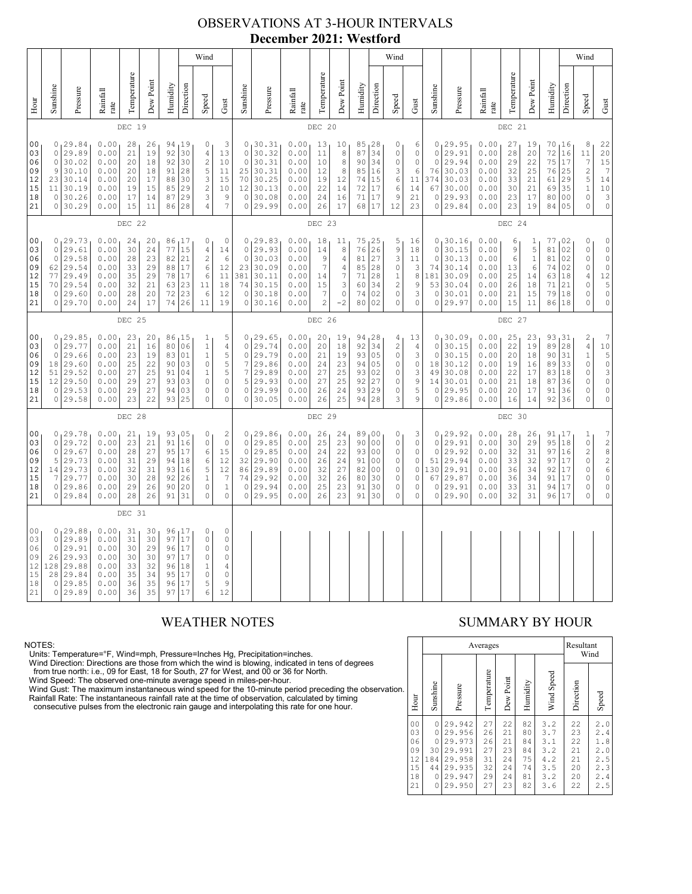# OBSERVATIONS AT 3-HOUR INTERVALS

## December 2021: Westford

### DEC 19

| Hour | Sunshine | Pressure | Rainfall rate | Temperature | Dew Point | Humidity | Wind Direction | Wind Speed | Wind Gust |
|---|---|---|---|---|---|---|---|---|---|
| 00 | 0 | 29.84 | 0.00 | 28 | 26 | 94 | 19 | 0 | 3 |
| 03 | 0 | 29.89 | 0.00 | 21 | 19 | 92 | 30 | 4 | 13 |
| 06 | 0 | 30.02 | 0.00 | 20 | 18 | 92 | 30 | 2 | 10 |
| 09 | 9 | 30.10 | 0.00 | 20 | 18 | 91 | 28 | 5 | 11 |
| 12 | 23 | 30.14 | 0.00 | 20 | 17 | 88 | 30 | 3 | 15 |
| 15 | 11 | 30.19 | 0.00 | 19 | 15 | 85 | 29 | 2 | 10 |
| 18 | 0 | 30.26 | 0.00 | 17 | 14 | 87 | 29 | 3 | 9 |
| 21 | 0 | 30.29 | 0.00 | 15 | 11 | 86 | 28 | 4 | 7 |

### DEC 20

| Hour | Sunshine | Pressure | Rainfall rate | Temperature | Dew Point | Humidity | Wind Direction | Wind Speed | Wind Gust |
|---|---|---|---|---|---|---|---|---|---|
| 00 | 0 | 30.31 | 0.00 | 13 | 10 | 85 | 28 | 0 | 6 |
| 03 | 0 | 30.32 | 0.00 | 11 | 8 | 87 | 34 | 0 | 0 |
| 06 | 0 | 30.31 | 0.00 | 10 | 8 | 90 | 34 | 0 | 0 |
| 09 | 25 | 30.31 | 0.00 | 12 | 8 | 85 | 16 | 3 | 6 |
| 12 | 70 | 30.25 | 0.00 | 19 | 12 | 74 | 15 | 6 | 11 |
| 15 | 12 | 30.13 | 0.00 | 22 | 14 | 72 | 17 | 6 | 14 |
| 18 | 0 | 30.08 | 0.00 | 24 | 16 | 71 | 17 | 9 | 21 |
| 21 | 0 | 29.99 | 0.00 | 26 | 17 | 68 | 17 | 12 | 23 |

### DEC 21

| Hour | Sunshine | Pressure | Rainfall rate | Temperature | Dew Point | Humidity | Wind Direction | Wind Speed | Wind Gust |
|---|---|---|---|---|---|---|---|---|---|
| 00 | 0 | 29.95 | 0.00 | 27 | 19 | 70 | 16 | 8 | 22 |
| 03 | 0 | 29.91 | 0.00 | 28 | 20 | 72 | 16 | 11 | 20 |
| 06 | 0 | 29.94 | 0.00 | 29 | 22 | 75 | 17 | 7 | 15 |
| 09 | 76 | 30.03 | 0.00 | 32 | 25 | 76 | 25 | 2 | 7 |
| 12 | 374 | 30.03 | 0.00 | 33 | 21 | 61 | 29 | 5 | 14 |
| 15 | 67 | 30.00 | 0.00 | 30 | 21 | 69 | 35 | 1 | 10 |
| 18 | 0 | 29.93 | 0.00 | 23 | 17 | 80 | 00 | 0 | 3 |
| 21 | 0 | 29.84 | 0.00 | 23 | 19 | 84 | 05 | 0 | 0 |

### DEC 22

| Hour | Sunshine | Pressure | Rainfall rate | Temperature | Dew Point | Humidity | Wind Direction | Wind Speed | Wind Gust |
|---|---|---|---|---|---|---|---|---|---|
| 00 | 0 | 29.73 | 0.00 | 24 | 20 | 86 | 17 | 0 | 0 |
| 03 | 0 | 29.61 | 0.00 | 30 | 24 | 77 | 15 | 4 | 14 |
| 06 | 0 | 29.58 | 0.00 | 28 | 23 | 82 | 21 | 2 | 6 |
| 09 | 62 | 29.54 | 0.00 | 33 | 29 | 88 | 17 | 6 | 12 |
| 12 | 77 | 29.49 | 0.00 | 35 | 29 | 78 | 17 | 6 | 11 |
| 15 | 70 | 29.54 | 0.00 | 32 | 21 | 63 | 23 | 11 | 18 |
| 18 | 0 | 29.60 | 0.00 | 28 | 20 | 72 | 23 | 6 | 12 |
| 21 | 0 | 29.70 | 0.00 | 24 | 17 | 74 | 26 | 11 | 19 |

### DEC 23

| Hour | Sunshine | Pressure | Rainfall rate | Temperature | Dew Point | Humidity | Wind Direction | Wind Speed | Wind Gust |
|---|---|---|---|---|---|---|---|---|---|
| 00 | 0 | 29.83 | 0.00 | 18 | 11 | 75 | 25 | 5 | 16 |
| 03 | 0 | 29.93 | 0.00 | 14 | 8 | 76 | 26 | 9 | 18 |
| 06 | 0 | 30.03 | 0.00 | 9 | 4 | 81 | 27 | 3 | 11 |
| 09 | 23 | 30.09 | 0.00 | 7 | 4 | 85 | 28 | 0 | 3 |
| 12 | 381 | 30.11 | 0.00 | 14 | 7 | 71 | 28 | 1 | 8 |
| 15 | 74 | 30.15 | 0.00 | 15 | 3 | 60 | 34 | 2 | 9 |
| 18 | 0 | 30.18 | 0.00 | 7 | 0 | 74 | 02 | 0 | 3 |
| 21 | 0 | 30.16 | 0.00 | 2 | -2 | 80 | 02 | 0 | 0 |

### DEC 24

| Hour | Sunshine | Pressure | Rainfall rate | Temperature | Dew Point | Humidity | Wind Direction | Wind Speed | Wind Gust |
|---|---|---|---|---|---|---|---|---|---|
| 00 | 0 | 30.16 | 0.00 | 6 | 1 | 77 | 02 | 0 | 0 |
| 03 | 0 | 30.15 | 0.00 | 9 | 5 | 81 | 02 | 0 | 0 |
| 06 | 0 | 30.13 | 0.00 | 6 | 1 | 81 | 02 | 0 | 0 |
| 09 | 74 | 30.14 | 0.00 | 13 | 6 | 74 | 02 | 0 | 0 |
| 12 | 181 | 30.09 | 0.00 | 25 | 14 | 63 | 18 | 4 | 12 |
| 15 | 53 | 30.04 | 0.00 | 26 | 18 | 71 | 21 | 0 | 5 |
| 18 | 0 | 30.01 | 0.00 | 21 | 15 | 79 | 18 | 0 | 0 |
| 21 | 0 | 29.97 | 0.00 | 15 | 11 | 86 | 18 | 0 | 0 |

### DEC 25

| Hour | Sunshine | Pressure | Rainfall rate | Temperature | Dew Point | Humidity | Wind Direction | Wind Speed | Wind Gust |
|---|---|---|---|---|---|---|---|---|---|
| 00 | 0 | 29.85 | 0.00 | 23 | 20 | 86 | 15 | 1 | 5 |
| 03 | 0 | 29.77 | 0.00 | 21 | 16 | 80 | 06 | 1 | 4 |
| 06 | 0 | 29.66 | 0.00 | 23 | 19 | 83 | 01 | 1 | 5 |
| 09 | 18 | 29.60 | 0.00 | 25 | 22 | 90 | 03 | 0 | 5 |
| 12 | 51 | 29.52 | 0.00 | 27 | 25 | 91 | 04 | 1 | 5 |
| 15 | 12 | 29.50 | 0.00 | 29 | 27 | 93 | 03 | 0 | 0 |
| 18 | 0 | 29.53 | 0.00 | 29 | 27 | 94 | 03 | 0 | 0 |
| 21 | 0 | 29.58 | 0.00 | 23 | 22 | 93 | 25 | 0 | 0 |

### DEC 26

| Hour | Sunshine | Pressure | Rainfall rate | Temperature | Dew Point | Humidity | Wind Direction | Wind Speed | Wind Gust |
|---|---|---|---|---|---|---|---|---|---|
| 00 | 0 | 29.65 | 0.00 | 20 | 19 | 94 | 28 | 4 | 13 |
| 03 | 0 | 29.74 | 0.00 | 20 | 18 | 92 | 34 | 2 | 4 |
| 06 | 0 | 29.79 | 0.00 | 21 | 19 | 93 | 05 | 0 | 3 |
| 09 | 7 | 29.86 | 0.00 | 24 | 23 | 94 | 05 | 0 | 0 |
| 12 | 7 | 29.89 | 0.00 | 27 | 25 | 93 | 02 | 0 | 3 |
| 15 | 5 | 29.93 | 0.00 | 27 | 25 | 92 | 27 | 0 | 9 |
| 18 | 0 | 29.99 | 0.00 | 26 | 24 | 93 | 29 | 0 | 5 |
| 21 | 0 | 30.05 | 0.00 | 26 | 25 | 94 | 28 | 3 | 9 |

### DEC 27

| Hour | Sunshine | Pressure | Rainfall rate | Temperature | Dew Point | Humidity | Wind Direction | Wind Speed | Wind Gust |
|---|---|---|---|---|---|---|---|---|---|
| 00 | 0 | 30.09 | 0.00 | 25 | 23 | 93 | 31 | 2 | 7 |
| 03 | 0 | 30.15 | 0.00 | 22 | 19 | 89 | 28 | 4 | 10 |
| 06 | 0 | 30.15 | 0.00 | 20 | 18 | 90 | 31 | 1 | 5 |
| 09 | 18 | 30.12 | 0.00 | 19 | 16 | 89 | 33 | 0 | 0 |
| 12 | 49 | 30.08 | 0.00 | 22 | 17 | 83 | 18 | 0 | 3 |
| 15 | 14 | 30.01 | 0.00 | 21 | 18 | 87 | 36 | 0 | 0 |
| 18 | 0 | 29.95 | 0.00 | 20 | 17 | 91 | 36 | 0 | 0 |
| 21 | 0 | 29.86 | 0.00 | 16 | 14 | 92 | 36 | 0 | 0 |

### DEC 28

| Hour | Sunshine | Pressure | Rainfall rate | Temperature | Dew Point | Humidity | Wind Direction | Wind Speed | Wind Gust |
|---|---|---|---|---|---|---|---|---|---|
| 00 | 0 | 29.78 | 0.00 | 21 | 19 | 93 | 05 | 0 | 2 |
| 03 | 0 | 29.72 | 0.00 | 23 | 21 | 91 | 16 | 0 | 0 |
| 06 | 0 | 29.67 | 0.00 | 28 | 27 | 95 | 17 | 6 | 15 |
| 09 | 5 | 29.73 | 0.00 | 31 | 29 | 94 | 18 | 6 | 12 |
| 12 | 14 | 29.73 | 0.00 | 32 | 31 | 93 | 16 | 5 | 12 |
| 15 | 7 | 29.77 | 0.00 | 30 | 28 | 92 | 26 | 1 | 7 |
| 18 | 0 | 29.86 | 0.00 | 29 | 26 | 90 | 20 | 0 | 1 |
| 21 | 0 | 29.84 | 0.00 | 28 | 26 | 91 | 31 | 0 | 0 |

### DEC 29

| Hour | Sunshine | Pressure | Rainfall rate | Temperature | Dew Point | Humidity | Wind Direction | Wind Speed | Wind Gust |
|---|---|---|---|---|---|---|---|---|---|
| 00 | 0 | 29.86 | 0.00 | 26 | 24 | 89 | 00 | 0 | 3 |
| 03 | 0 | 29.85 | 0.00 | 25 | 23 | 90 | 00 | 0 | 0 |
| 06 | 0 | 29.85 | 0.00 | 24 | 22 | 93 | 00 | 0 | 0 |
| 09 | 32 | 29.90 | 0.00 | 26 | 24 | 91 | 00 | 0 | 0 |
| 12 | 86 | 29.89 | 0.00 | 32 | 27 | 82 | 00 | 0 | 0 |
| 15 | 74 | 29.92 | 0.00 | 32 | 26 | 80 | 30 | 0 | 0 |
| 18 | 0 | 29.94 | 0.00 | 25 | 23 | 91 | 30 | 0 | 0 |
| 21 | 0 | 29.95 | 0.00 | 26 | 23 | 91 | 30 | 0 | 0 |

### DEC 30

| Hour | Sunshine | Pressure | Rainfall rate | Temperature | Dew Point | Humidity | Wind Direction | Wind Speed | Wind Gust |
|---|---|---|---|---|---|---|---|---|---|
| 00 | 0 | 29.92 | 0.00 | 28 | 26 | 91 | 17 | 1 | 7 |
| 03 | 0 | 29.91 | 0.00 | 30 | 29 | 95 | 18 | 0 | 2 |
| 06 | 0 | 29.92 | 0.00 | 32 | 31 | 97 | 16 | 2 | 8 |
| 09 | 51 | 29.94 | 0.00 | 33 | 32 | 97 | 17 | 0 | 2 |
| 12 | 130 | 29.91 | 0.00 | 36 | 34 | 92 | 17 | 0 | 6 |
| 15 | 67 | 29.87 | 0.00 | 36 | 34 | 91 | 17 | 0 | 0 |
| 18 | 0 | 29.91 | 0.00 | 33 | 31 | 94 | 17 | 0 | 0 |
| 21 | 0 | 29.90 | 0.00 | 32 | 31 | 96 | 17 | 0 | 0 |

### DEC 31

| Hour | Sunshine | Pressure | Rainfall rate | Temperature | Dew Point | Humidity | Wind Direction | Wind Speed | Wind Gust |
|---|---|---|---|---|---|---|---|---|---|
| 00 | 0 | 29.88 | 0.00 | 31 | 30 | 96 | 17 | 0 | 0 |
| 03 | 0 | 29.89 | 0.00 | 31 | 30 | 97 | 17 | 0 | 0 |
| 06 | 0 | 29.91 | 0.00 | 30 | 29 | 96 | 17 | 0 | 0 |
| 09 | 26 | 29.93 | 0.00 | 30 | 30 | 97 | 17 | 0 | 0 |
| 12 | 128 | 29.88 | 0.00 | 33 | 32 | 96 | 18 | 1 | 4 |
| 15 | 28 | 29.84 | 0.00 | 35 | 34 | 95 | 17 | 0 | 0 |
| 18 | 0 | 29.85 | 0.00 | 36 | 35 | 96 | 17 | 5 | 9 |
| 21 | 0 | 29.89 | 0.00 | 36 | 35 | 97 | 17 | 6 | 12 |

## WEATHER NOTES

NOTES:
Units: Temperature=°F, Wind=mph, Pressure=Inches Hg, Precipitation=inches.
Wind Direction: Directions are those from which the wind is blowing, indicated in tens of degrees from true north: i.e., 09 for East, 18 for South, 27 for West, and 00 or 36 for North.
Wind Speed: The observed one-minute average speed in miles-per-hour.
Wind Gust: The maximum instantaneous wind speed for the 10-minute period preceding the observation.
Rainfall Rate: The instantaneous rainfall rate at the time of observation, calculated by timing consecutive pulses from the electronic rain gauge and interpolating this rate for one hour.

## SUMMARY BY HOUR

| Hour | Averages: Sunshine | Averages: Pressure | Averages: Temperature | Averages: Dew Point | Averages: Humidity | Averages: Wind Speed | Resultant Wind: Direction | Resultant Wind: Speed |
|---|---|---|---|---|---|---|---|---|
| 00 | 0 | 29.942 | 27 | 22 | 82 | 3.2 | 22 | 2.0 |
| 03 | 0 | 29.956 | 26 | 21 | 80 | 3.7 | 23 | 2.4 |
| 06 | 0 | 29.973 | 26 | 21 | 84 | 3.1 | 22 | 1.8 |
| 09 | 30 | 29.991 | 27 | 23 | 84 | 3.2 | 21 | 2.0 |
| 12 | 184 | 29.958 | 31 | 24 | 75 | 4.2 | 21 | 2.5 |
| 15 | 44 | 29.935 | 32 | 24 | 74 | 3.5 | 20 | 2.3 |
| 18 | 0 | 29.947 | 29 | 24 | 81 | 3.2 | 20 | 2.4 |
| 21 | 0 | 29.950 | 27 | 23 | 82 | 3.6 | 22 | 2.5 |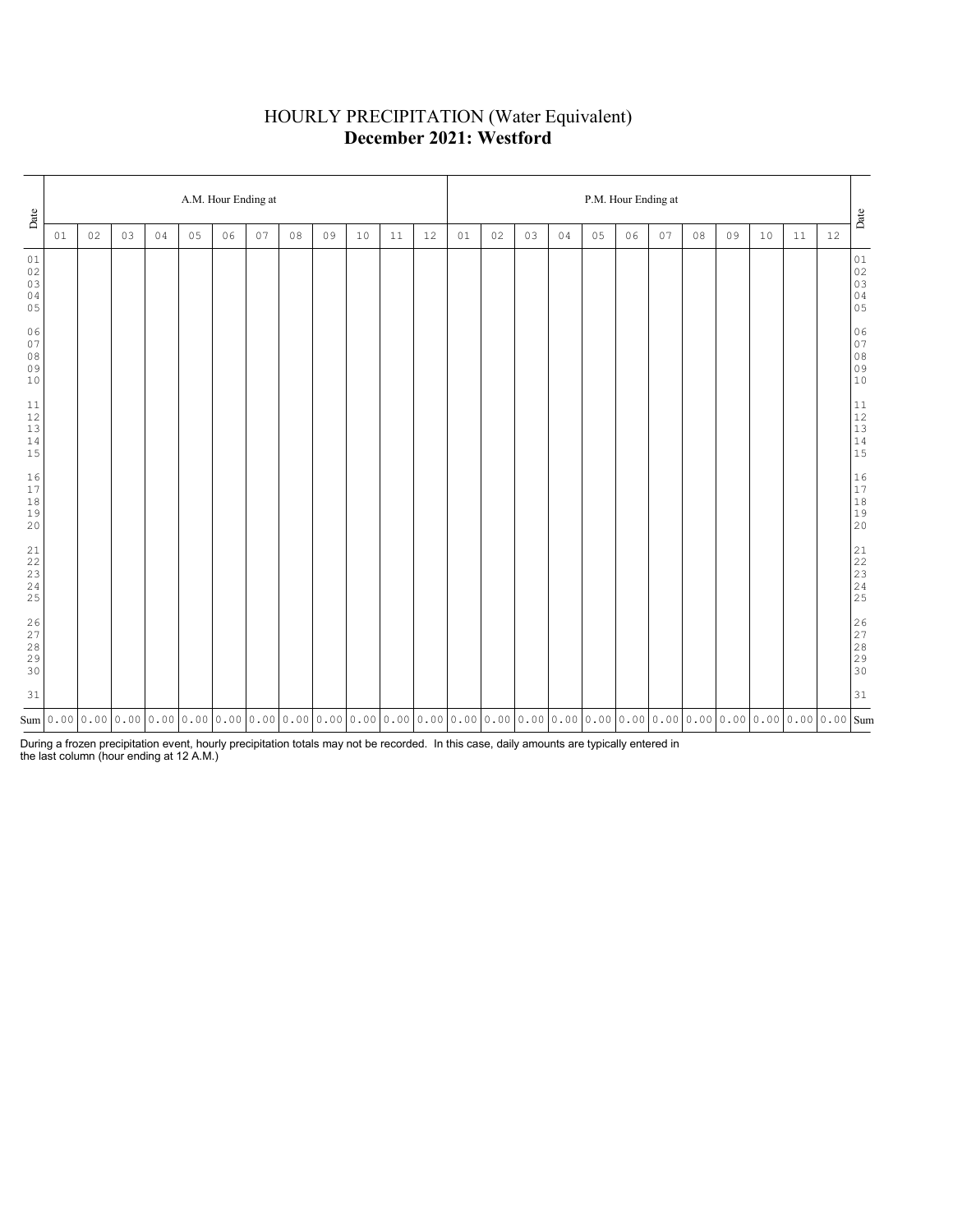# HOURLY PRECIPITATION (Water Equivalent)
## **December 2021: Westford**

| Date | A.M. Hour Ending at | | | | | | | | | | | | P.M. Hour Ending at | | | | | | | | | | | | Date |
|---|---|---|---|---|---|---|---|---|---|---|---|---|---|---|---|---|---|---|---|---|---|---|---|---|---|
| | 01 | 02 | 03 | 04 | 05 | 06 | 07 | 08 | 09 | 10 | 11 | 12 | 01 | 02 | 03 | 04 | 05 | 06 | 07 | 08 | 09 | 10 | 11 | 12 | |
| 01 | | | | | | | | | | | | | | | | | | | | | | | | | 01 |
| 02 | | | | | | | | | | | | | | | | | | | | | | | | | 02 |
| 03 | | | | | | | | | | | | | | | | | | | | | | | | | 03 |
| 04 | | | | | | | | | | | | | | | | | | | | | | | | | 04 |
| 05 | | | | | | | | | | | | | | | | | | | | | | | | | 05 |
| 06 | | | | | | | | | | | | | | | | | | | | | | | | | 06 |
| 07 | | | | | | | | | | | | | | | | | | | | | | | | | 07 |
| 08 | | | | | | | | | | | | | | | | | | | | | | | | | 08 |
| 09 | | | | | | | | | | | | | | | | | | | | | | | | | 09 |
| 10 | | | | | | | | | | | | | | | | | | | | | | | | | 10 |
| 11 | | | | | | | | | | | | | | | | | | | | | | | | | 11 |
| 12 | | | | | | | | | | | | | | | | | | | | | | | | | 12 |
| 13 | | | | | | | | | | | | | | | | | | | | | | | | | 13 |
| 14 | | | | | | | | | | | | | | | | | | | | | | | | | 14 |
| 15 | | | | | | | | | | | | | | | | | | | | | | | | | 15 |
| 16 | | | | | | | | | | | | | | | | | | | | | | | | | 16 |
| 17 | | | | | | | | | | | | | | | | | | | | | | | | | 17 |
| 18 | | | | | | | | | | | | | | | | | | | | | | | | | 18 |
| 19 | | | | | | | | | | | | | | | | | | | | | | | | | 19 |
| 20 | | | | | | | | | | | | | | | | | | | | | | | | | 20 |
| 21 | | | | | | | | | | | | | | | | | | | | | | | | | 21 |
| 22 | | | | | | | | | | | | | | | | | | | | | | | | | 22 |
| 23 | | | | | | | | | | | | | | | | | | | | | | | | | 23 |
| 24 | | | | | | | | | | | | | | | | | | | | | | | | | 24 |
| 25 | | | | | | | | | | | | | | | | | | | | | | | | | 25 |
| 26 | | | | | | | | | | | | | | | | | | | | | | | | | 26 |
| 27 | | | | | | | | | | | | | | | | | | | | | | | | | 27 |
| 28 | | | | | | | | | | | | | | | | | | | | | | | | | 28 |
| 29 | | | | | | | | | | | | | | | | | | | | | | | | | 29 |
| 30 | | | | | | | | | | | | | | | | | | | | | | | | | 30 |
| 31 | | | | | | | | | | | | | | | | | | | | | | | | | 31 |
| Sum | 0.00 | 0.00 | 0.00 | 0.00 | 0.00 | 0.00 | 0.00 | 0.00 | 0.00 | 0.00 | 0.00 | 0.00 | 0.00 | 0.00 | 0.00 | 0.00 | 0.00 | 0.00 | 0.00 | 0.00 | 0.00 | 0.00 | 0.00 | 0.00 | Sum |

During a frozen precipitation event, hourly precipitation totals may not be recorded. In this case, daily amounts are typically entered in the last column (hour ending at 12 A.M.)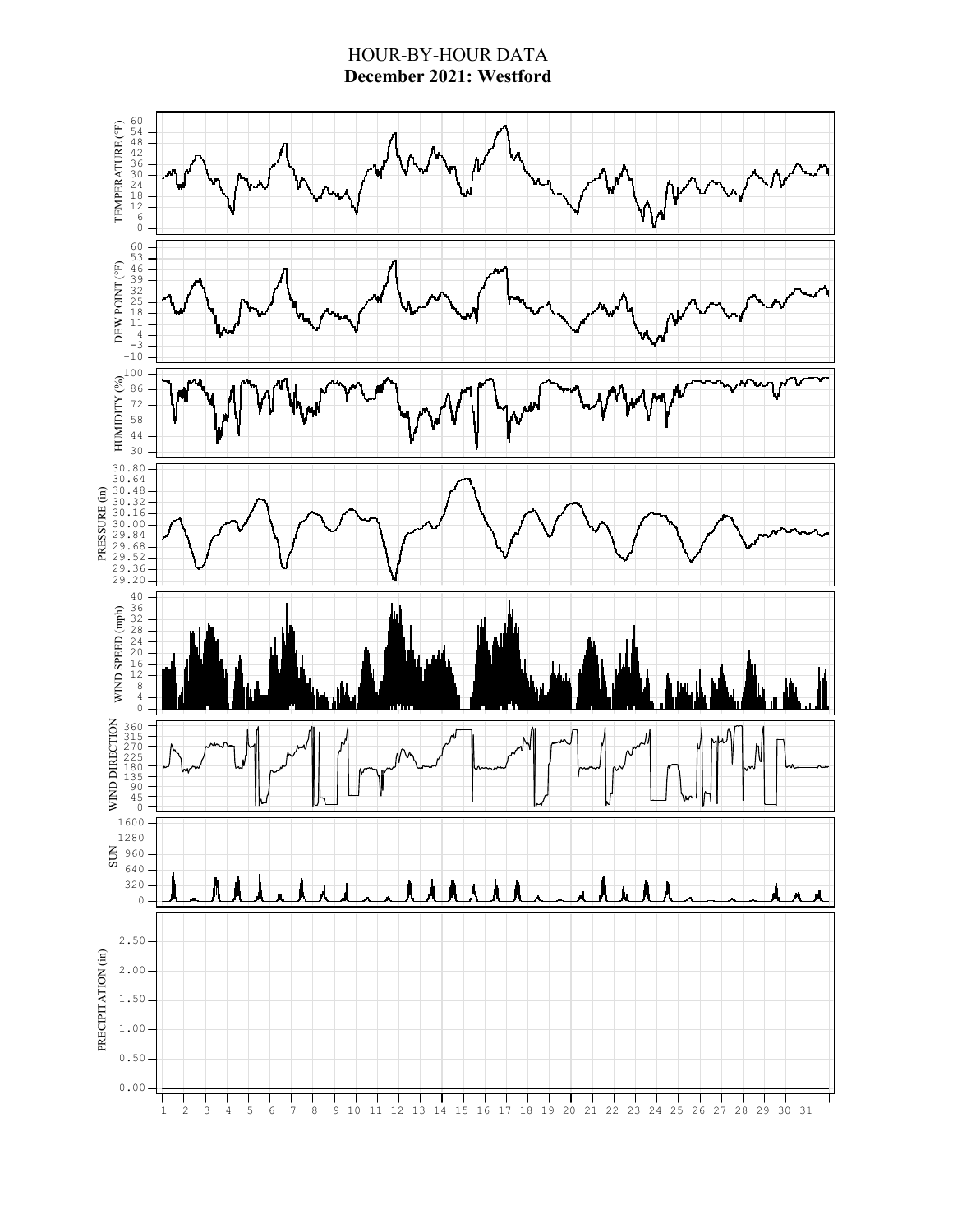# HOUR-BY-HOUR DATA

**December 2021: Westford**

TEMPERATURE (°F): 0, 6, 12, 18, 24, 30, 36, 42, 48, 54, 60

DEW POINT (°F): −10, −3, 4, 11, 18, 25, 32, 39, 46, 53, 60

HUMIDITY (%): 30, 44, 58, 72, 86, 100

PRESSURE (in): 29.20, 29.36, 29.52, 29.68, 29.84, 30.00, 30.16, 30.32, 30.48, 30.64, 30.80

WIND SPEED (mph): 0, 4, 8, 12, 16, 20, 24, 28, 32, 36, 40

WIND DIRECTION: 0, 45, 90, 135, 180, 225, 270, 315, 360

SUN: 0, 320, 640, 960, 1280, 1600

PRECIPITATION (in): 0.00, 0.50, 1.00, 1.50, 2.00, 2.50

1 2 3 4 5 6 7 8 9 10 11 12 13 14 15 16 17 18 19 20 21 22 23 24 25 26 27 28 29 30 31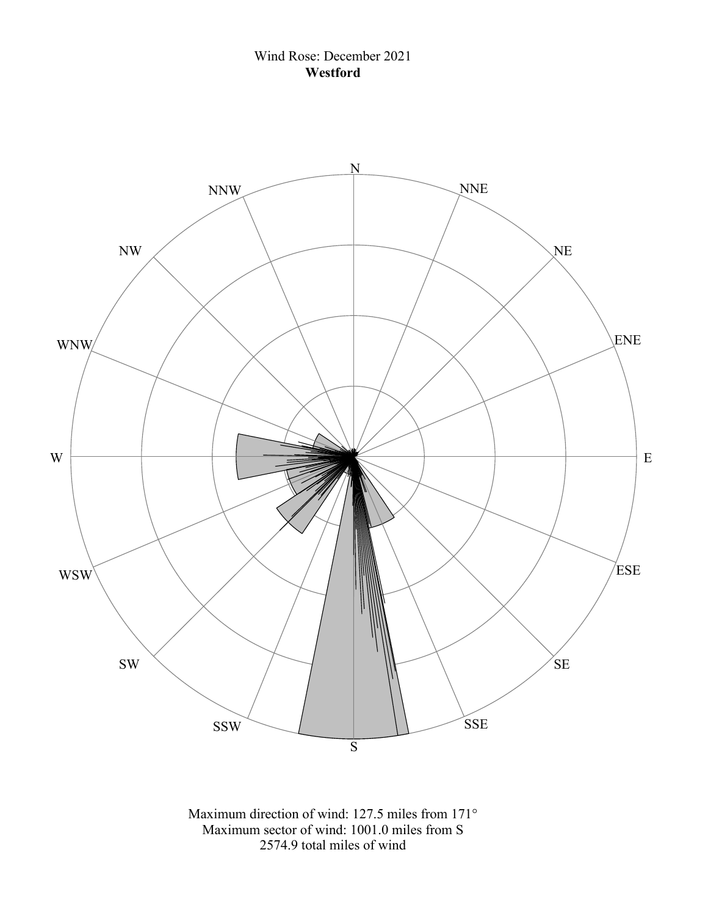Wind Rose: December 2021

**Westford**

N
NNE
NE
ENE
E
ESE
SE
SSE
S
SSW
SW
WSW
W
WNW
NW
NNW

Maximum direction of wind: 127.5 miles from 171°

Maximum sector of wind: 1001.0 miles from S

2574.9 total miles of wind